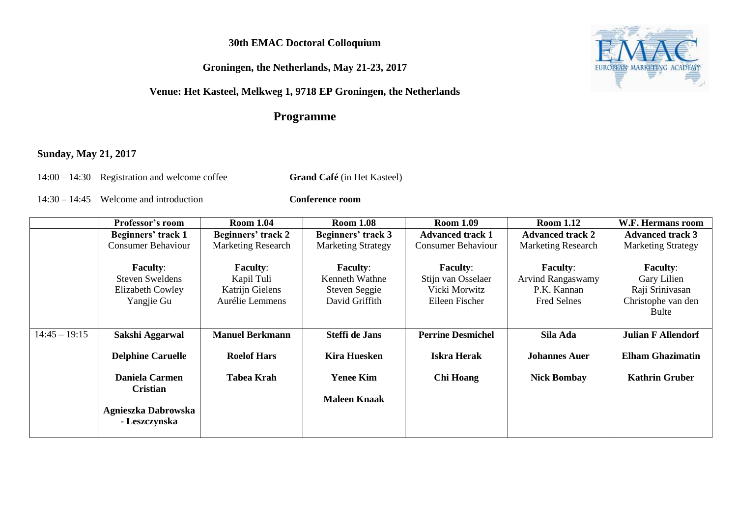**30th EMAC Doctoral Colloquium**

**Groningen, the Netherlands, May 21-23, 2017**

**Venue: Het Kasteel, Melkweg 1, 9718 EP Groningen, the Netherlands**

## Programme

**Sunday, May 21, 2017**

14:00 – 14:30 Registration and welcome coffee **Grand Café** (in Het Kasteel)

14:30 – 14:45 Welcome and introduction **Conference room**

| | **Professor's room** | **Room 1.04** | **Room 1.08** | **Room 1.09** | **Room 1.12** | **W.F. Hermans room** |
|---|---|---|---|---|---|---|
| | **Beginners' track 1**<br>Consumer Behaviour<br><br>**Faculty**:<br>Steven Sweldens<br>Elizabeth Cowley<br>Yangjie Gu | **Beginners' track 2**<br>Marketing Research<br><br>**Faculty**:<br>Kapil Tuli<br>Katrijn Gielens<br>Aurélie Lemmens | **Beginners' track 3**<br>Marketing Strategy<br><br>**Faculty**:<br>Kenneth Wathne<br>Steven Seggie<br>David Griffith | **Advanced track 1**<br>Consumer Behaviour<br><br>**Faculty**:<br>Stijn van Osselaer<br>Vicki Morwitz<br>Eileen Fischer | **Advanced track 2**<br>Marketing Research<br><br>**Faculty**:<br>Arvind Rangaswamy<br>P.K. Kannan<br>Fred Selnes | **Advanced track 3**<br>Marketing Strategy<br><br>**Faculty**:<br>Gary Lilien<br>Raji Srinivasan<br>Christophe van den Bulte |
| 14:45 – 19:15 | **Sakshi Aggarwal**<br><br>**Delphine Caruelle**<br><br>**Daniela Carmen Cristian**<br><br>**Agnieszka Dabrowska - Leszczynska** | **Manuel Berkmann**<br><br>**Roelof Hars**<br><br>**Tabea Krah** | **Steffi de Jans**<br><br>**Kira Huesken**<br><br>**Yenee Kim**<br><br>**Maleen Knaak** | **Perrine Desmichel**<br><br>**Iskra Herak**<br><br>**Chi Hoang** | **Sila Ada**<br><br>**Johannes Auer**<br><br>**Nick Bombay** | **Julian F Allendorf**<br><br>**Elham Ghazimatin**<br><br>**Kathrin Gruber** |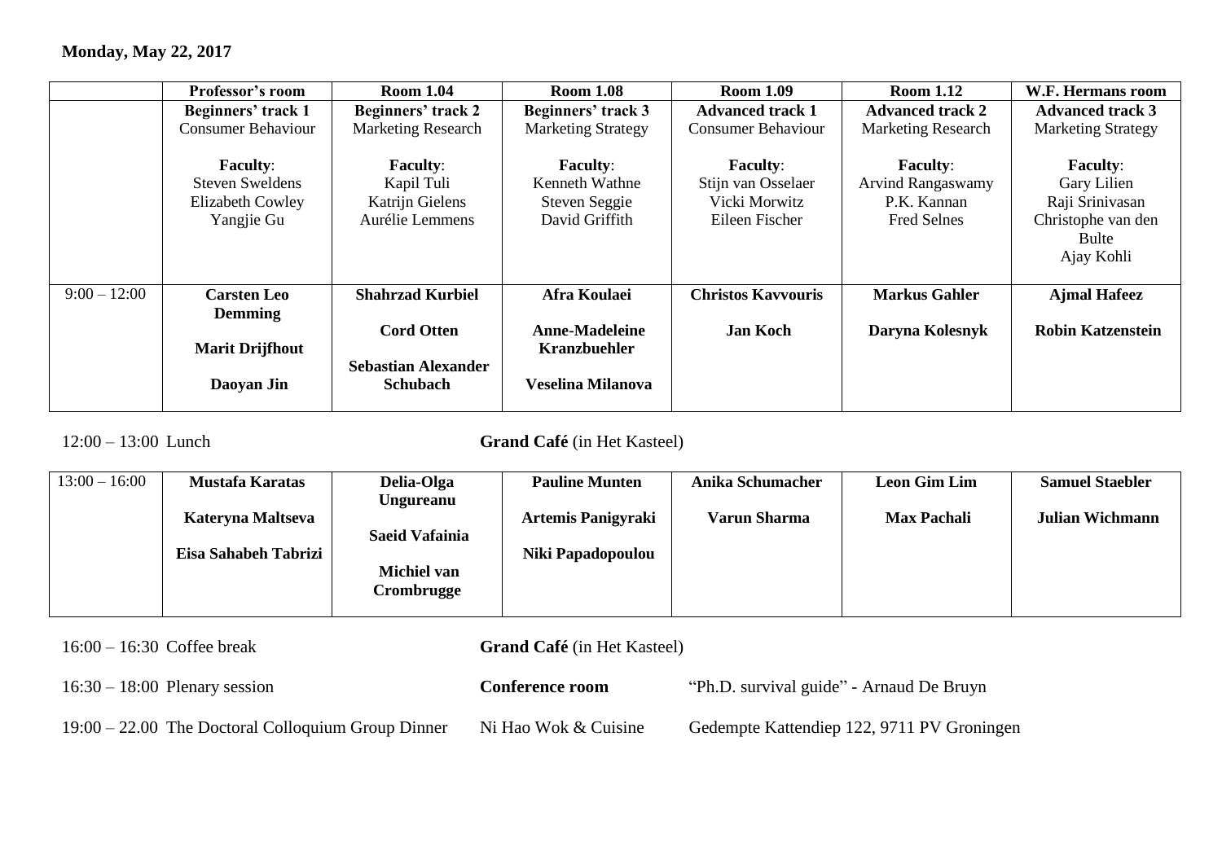**Monday, May 22, 2017**

| | Professor's room | Room 1.04 | Room 1.08 | Room 1.09 | Room 1.12 | W.F. Hermans room |
|---|---|---|---|---|---|---|
| | **Beginners' track 1** Consumer Behaviour<br><br>**Faculty**:<br>Steven Sweldens<br>Elizabeth Cowley<br>Yangjie Gu | **Beginners' track 2** Marketing Research<br><br>**Faculty**:<br>Kapil Tuli<br>Katrijn Gielens<br>Aurélie Lemmens | **Beginners' track 3** Marketing Strategy<br><br>**Faculty**:<br>Kenneth Wathne<br>Steven Seggie<br>David Griffith | **Advanced track 1** Consumer Behaviour<br><br>**Faculty**:<br>Stijn van Osselaer<br>Vicki Morwitz<br>Eileen Fischer | **Advanced track 2** Marketing Research<br><br>**Faculty**:<br>Arvind Rangaswamy<br>P.K. Kannan<br>Fred Selnes | **Advanced track 3** Marketing Strategy<br><br>**Faculty**:<br>Gary Lilien<br>Raji Srinivasan<br>Christophe van den Bulte<br>Ajay Kohli |
| 9:00 – 12:00 | **Carsten Leo Demming**<br><br>**Marit Drijfhout**<br><br>**Daoyan Jin** | **Shahrzad Kurbiel**<br><br>**Cord Otten**<br><br>**Sebastian Alexander Schubach** | **Afra Koulaei**<br><br>**Anne-Madeleine Kranzbuehler**<br><br>**Veselina Milanova** | **Christos Kavvouris**<br><br>**Jan Koch** | **Markus Gahler**<br><br>**Daryna Kolesnyk** | **Ajmal Hafeez**<br><br>**Robin Katzenstein** |

12:00 – 13:00 Lunch — **Grand Café** (in Het Kasteel)

| | | | | | | |
|---|---|---|---|---|---|---|
| 13:00 – 16:00 | **Mustafa Karatas**<br><br>**Kateryna Maltseva**<br><br>**Eisa Sahabeh Tabrizi** | **Delia-Olga Ungureanu**<br><br>**Saeid Vafainia**<br><br>**Michiel van Crombrugge** | **Pauline Munten**<br><br>**Artemis Panigyraki**<br><br>**Niki Papadopoulou** | **Anika Schumacher**<br><br>**Varun Sharma** | **Leon Gim Lim**<br><br>**Max Pachali** | **Samuel Staebler**<br><br>**Julian Wichmann** |

16:00 – 16:30 Coffee break — **Grand Café** (in Het Kasteel)

16:30 – 18:00 Plenary session — **Conference room** — "Ph.D. survival guide" - Arnaud De Bruyn

19:00 – 22.00 The Doctoral Colloquium Group Dinner — Ni Hao Wok & Cuisine — Gedempte Kattendiep 122, 9711 PV Groningen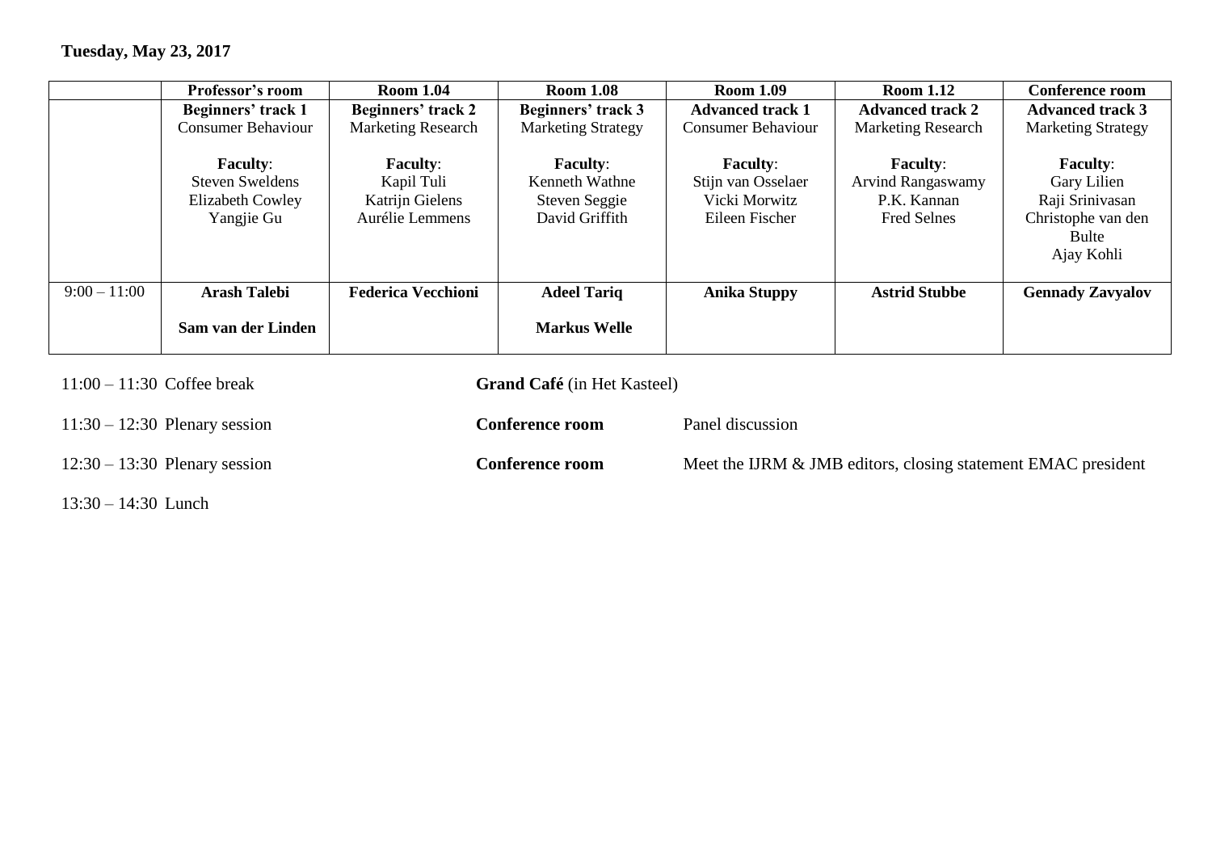**Tuesday, May 23, 2017**

| | Professor's room | Room 1.04 | Room 1.08 | Room 1.09 | Room 1.12 | Conference room |
|---|---|---|---|---|---|---|
| | **Beginners' track 1** Consumer Behaviour<br><br>**Faculty**:<br>Steven Sweldens<br>Elizabeth Cowley<br>Yangjie Gu | **Beginners' track 2** Marketing Research<br><br>**Faculty**:<br>Kapil Tuli<br>Katrijn Gielens<br>Aurélie Lemmens | **Beginners' track 3** Marketing Strategy<br><br>**Faculty**:<br>Kenneth Wathne<br>Steven Seggie<br>David Griffith | **Advanced track 1** Consumer Behaviour<br><br>**Faculty**:<br>Stijn van Osselaer<br>Vicki Morwitz<br>Eileen Fischer | **Advanced track 2** Marketing Research<br><br>**Faculty**:<br>Arvind Rangaswamy<br>P.K. Kannan<br>Fred Selnes | **Advanced track 3** Marketing Strategy<br><br>**Faculty**:<br>Gary Lilien<br>Raji Srinivasan<br>Christophe van den Bulte<br>Ajay Kohli |
| 9:00 – 11:00 | **Arash Talebi**<br><br>**Sam van der Linden** | **Federica Vecchioni** | **Adeel Tariq**<br><br>**Markus Welle** | **Anika Stuppy** | **Astrid Stubbe** | **Gennady Zavyalov** |

11:00 – 11:30 Coffee break **Grand Café** (in Het Kasteel)

11:30 – 12:30 Plenary session **Conference room** Panel discussion

12:30 – 13:30 Plenary session **Conference room** Meet the IJRM & JMB editors, closing statement EMAC president

13:30 – 14:30 Lunch